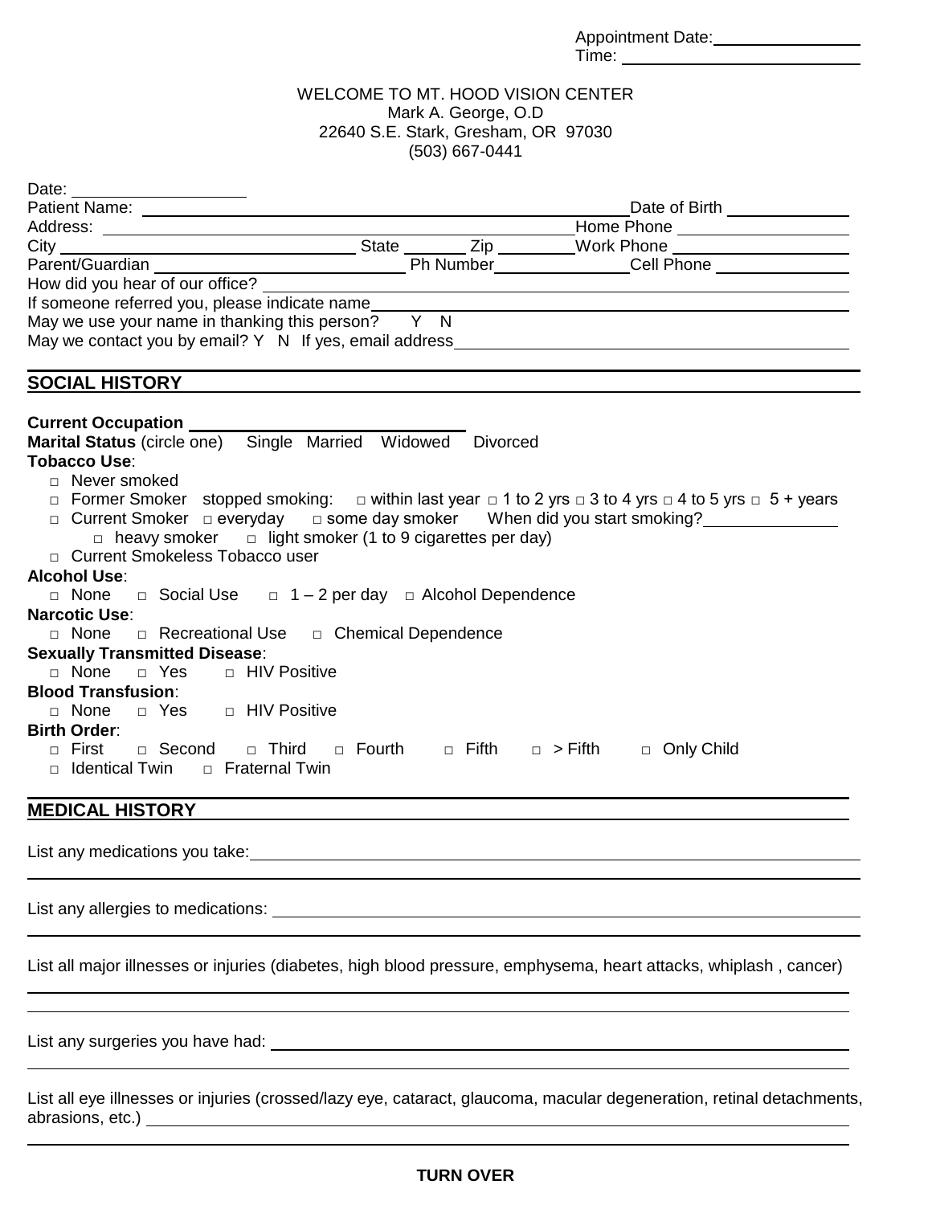Appointment Date: ________________
Time: ________________

WELCOME TO MT. HOOD VISION CENTER
Mark A. George, O.D
22640 S.E. Stark, Gresham, OR 97030
(503) 667-0441

Date: ________________
Patient Name: ________________ Date of Birth ________________
Address: ________________ Home Phone ________________
City ________________ State ________ Zip ________ Work Phone ________________
Parent/Guardian ________________ Ph Number ________________ Cell Phone ________________
How did you hear of our office? ________________
If someone referred you, please indicate name ________________
May we use your name in thanking this person? Y N
May we contact you by email? Y N If yes, email address ________________

## SOCIAL HISTORY

**Current Occupation** ________________
**Marital Status** (circle one) Single Married Widowed Divorced
**Tobacco Use**:

- □ Never smoked
- □ Former Smoker stopped smoking: □ within last year □ 1 to 2 yrs □ 3 to 4 yrs □ 4 to 5 yrs □ 5 + years
- □ Current Smoker □ everyday □ some day smoker When did you start smoking? ________________
  - □ heavy smoker □ light smoker (1 to 9 cigarettes per day)
- □ Current Smokeless Tobacco user

**Alcohol Use**:
□ None □ Social Use □ 1 – 2 per day □ Alcohol Dependence

**Narcotic Use**:
□ None □ Recreational Use □ Chemical Dependence

**Sexually Transmitted Disease**:
□ None □ Yes □ HIV Positive

**Blood Transfusion**:
□ None □ Yes □ HIV Positive

**Birth Order**:
□ First □ Second □ Third □ Fourth □ Fifth □ > Fifth □ Only Child
□ Identical Twin □ Fraternal Twin

## MEDICAL HISTORY

List any medications you take: ________________

List any allergies to medications: ________________

List all major illnesses or injuries (diabetes, high blood pressure, emphysema, heart attacks, whiplash , cancer)
________________

List any surgeries you have had: ________________

List all eye illnesses or injuries (crossed/lazy eye, cataract, glaucoma, macular degeneration, retinal detachments, abrasions, etc.) ________________

**TURN OVER**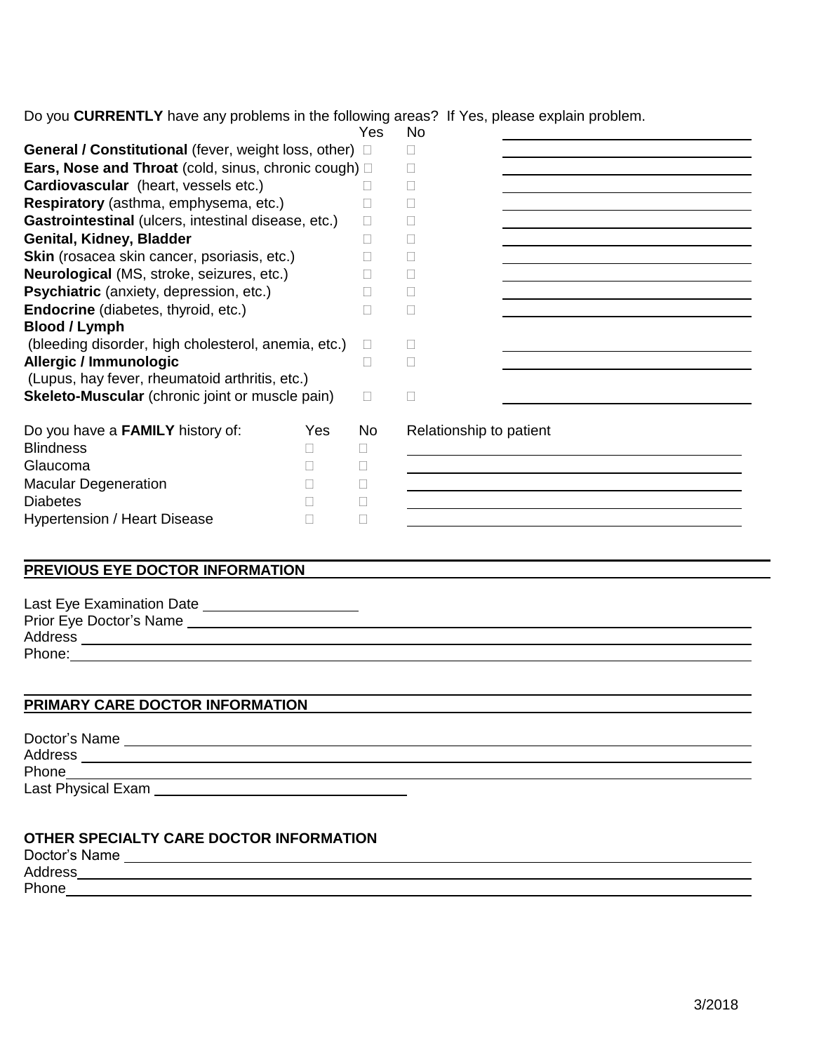Do you **CURRENTLY** have any problems in the following areas? If Yes, please explain problem.

| | Yes | No | |
|---|---|---|---|
| **General / Constitutional** (fever, weight loss, other) | ☐ | ☐ | |
| **Ears, Nose and Throat** (cold, sinus, chronic cough) | ☐ | ☐ | |
| **Cardiovascular** (heart, vessels etc.) | ☐ | ☐ | |
| **Respiratory** (asthma, emphysema, etc.) | ☐ | ☐ | |
| **Gastrointestinal** (ulcers, intestinal disease, etc.) | ☐ | ☐ | |
| **Genital, Kidney, Bladder** | ☐ | ☐ | |
| **Skin** (rosacea skin cancer, psoriasis, etc.) | ☐ | ☐ | |
| **Neurological** (MS, stroke, seizures, etc.) | ☐ | ☐ | |
| **Psychiatric** (anxiety, depression, etc.) | ☐ | ☐ | |
| **Endocrine** (diabetes, thyroid, etc.) | ☐ | ☐ | |
| **Blood / Lymph** (bleeding disorder, high cholesterol, anemia, etc.) | ☐ | ☐ | |
| **Allergic / Immunologic** (Lupus, hay fever, rheumatoid arthritis, etc.) | ☐ | ☐ | |
| **Skeleto-Muscular** (chronic joint or muscle pain) | ☐ | ☐ | |

| Do you have a **FAMILY** history of: | Yes | No | Relationship to patient |
|---|---|---|---|
| Blindness | ☐ | ☐ | |
| Glaucoma | ☐ | ☐ | |
| Macular Degeneration | ☐ | ☐ | |
| Diabetes | ☐ | ☐ | |
| Hypertension / Heart Disease | ☐ | ☐ | |

## PREVIOUS EYE DOCTOR INFORMATION

Last Eye Examination Date ____________________

Prior Eye Doctor's Name ____________________

Address ____________________

Phone: ____________________

## PRIMARY CARE DOCTOR INFORMATION

Doctor's Name ____________________

Address ____________________

Phone ____________________

Last Physical Exam ____________________

## OTHER SPECIALTY CARE DOCTOR INFORMATION

Doctor's Name ____________________

Address ____________________

Phone ____________________

3/2018